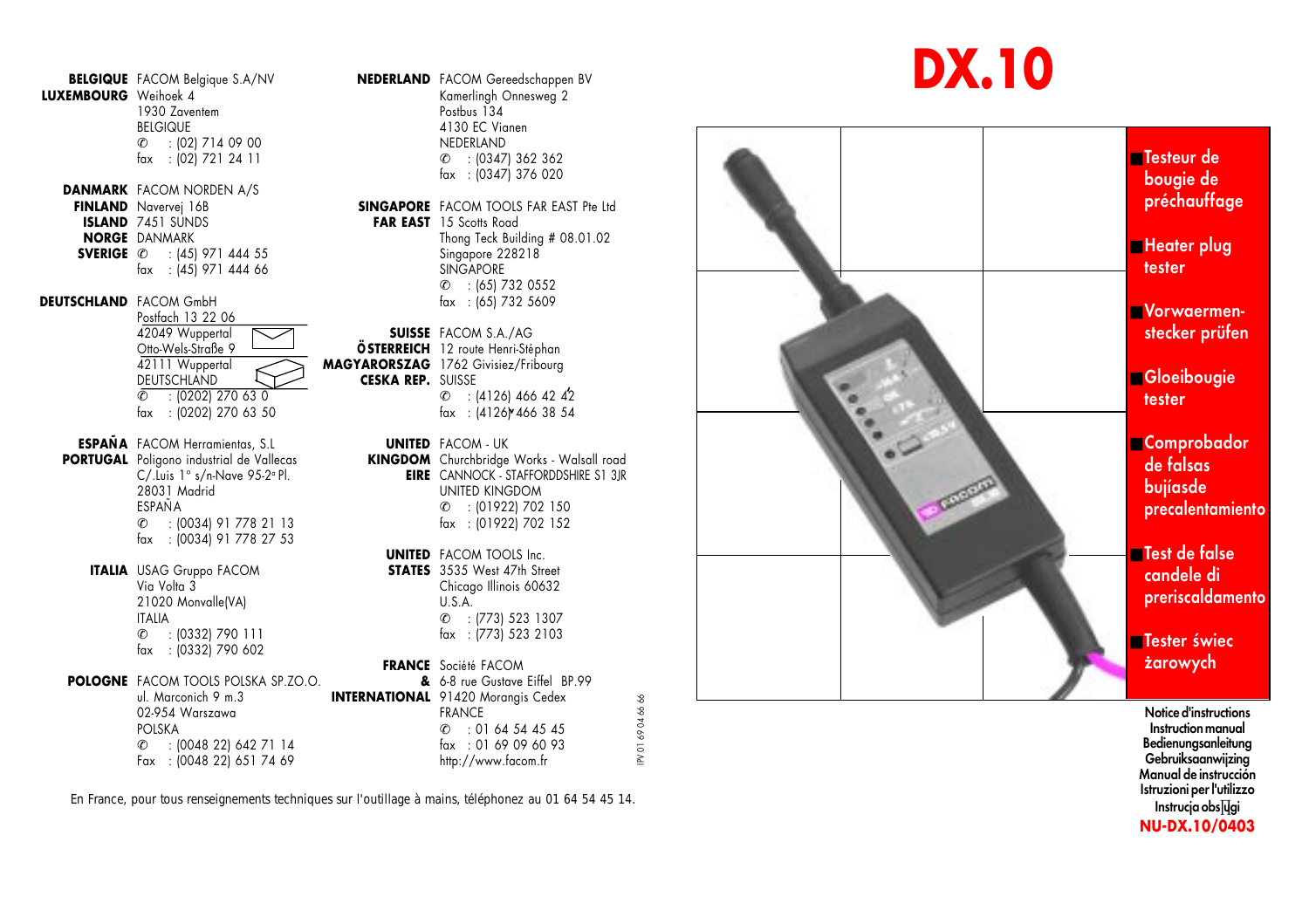**BELGIQUE LUXEMBOURG** FACOM Belgique S.A/NV
Weihoek 4
1930 Zaventem
BELGIQUE
✆ : (02) 714 09 00
fax : (02) 721 24 11

**DANMARK FINLAND ISLAND NORGE SVERIGE** FACOM NORDEN A/S
Navervej 16B
7451 SUNDS
DANMARK
✆ : (45) 971 444 55
fax : (45) 971 444 66

**DEUTSCHLAND** FACOM GmbH
Postfach 13 22 06
42049 Wuppertal
Otto-Wels-Straße 9
42111 Wuppertal
DEUTSCHLAND
✆ : (0202) 270 63 0
fax : (0202) 270 63 50

**ESPAÑA PORTUGAL** FACOM Herramientas, S.L
Poligono industrial de Vallecas
C/.Luis 1° s/n-Nave 95-2ª Pl.
28031 Madrid
ESPAÑA
✆ : (0034) 91 778 21 13
fax : (0034) 91 778 27 53

**ITALIA** USAG Gruppo FACOM
Via Volta 3
21020 Monvalle(VA)
ITALIA
✆ : (0332) 790 111
fax : (0332) 790 602

**POLOGNE** FACOM TOOLS POLSKA SP.ZO.O.
ul. Marconich 9 m.3
02-954 Warszawa
POLSKA
✆ : (0048 22) 642 71 14
Fax : (0048 22) 651 74 69

**NEDERLAND** FACOM Gereedschappen BV
Kamerlingh Onnesweg 2
Postbus 134
4130 EC Vianen
NEDERLAND
✆ : (0347) 362 362
fax : (0347) 376 020

**SINGAPORE FAR EAST** FACOM TOOLS FAR EAST Pte Ltd
15 Scotts Road
Thong Teck Building # 08.01.02
Singapore 228218
SINGAPORE
✆ : (65) 732 0552
fax : (65) 732 5609

**SUISSE ÖSTERREICH MAGYARORSZAG CESKA REP.** FACOM S.A./AG
12 route Henri-Stéphan
1762 Givisiez/Fribourg
SUISSE
✆ : (4126) 466 42 42
fax : (4126) 466 38 54

**UNITED KINGDOM EIRE** FACOM - UK
Churchbridge Works - Walsall road
CANNOCK - STAFFORDDSHIRE S1 3JR
UNITED KINGDOM
✆ : (01922) 702 150
fax : (01922) 702 152

**UNITED STATES** FACOM TOOLS Inc.
3535 West 47th Street
Chicago Illinois 60632
U.S.A.
✆ : (773) 523 1307
fax : (773) 523 2103

**FRANCE & INTERNATIONAL** Société FACOM
6-8 rue Gustave Eiffel BP.99
91420 Morangis Cedex
FRANCE
✆ : 01 64 54 45 45
fax : 01 69 09 60 93
http://www.facom.fr

IPV 01 69 04 66 66

En France, pour tous renseignements techniques sur l'outillage à mains, téléphonez au 01 64 54 45 14.

# DX.10

- Testeur de bougie de préchauffage
- Heater plug tester
- Vorwaermen-stecker prüfen
- Gloeibougie tester
- Comprobador de falsas bujíasde precalentamiento
- Test de false candele di preriscaldamento
- Tester świec żarowych

Notice d'instructions
Instruction manual
Bedienungsanleitung
Gebruiksaanwijzing
Manual de instrucción
Istruzioni per l'utilizzo
Instrucja obsługi

**NU-DX.10/0403**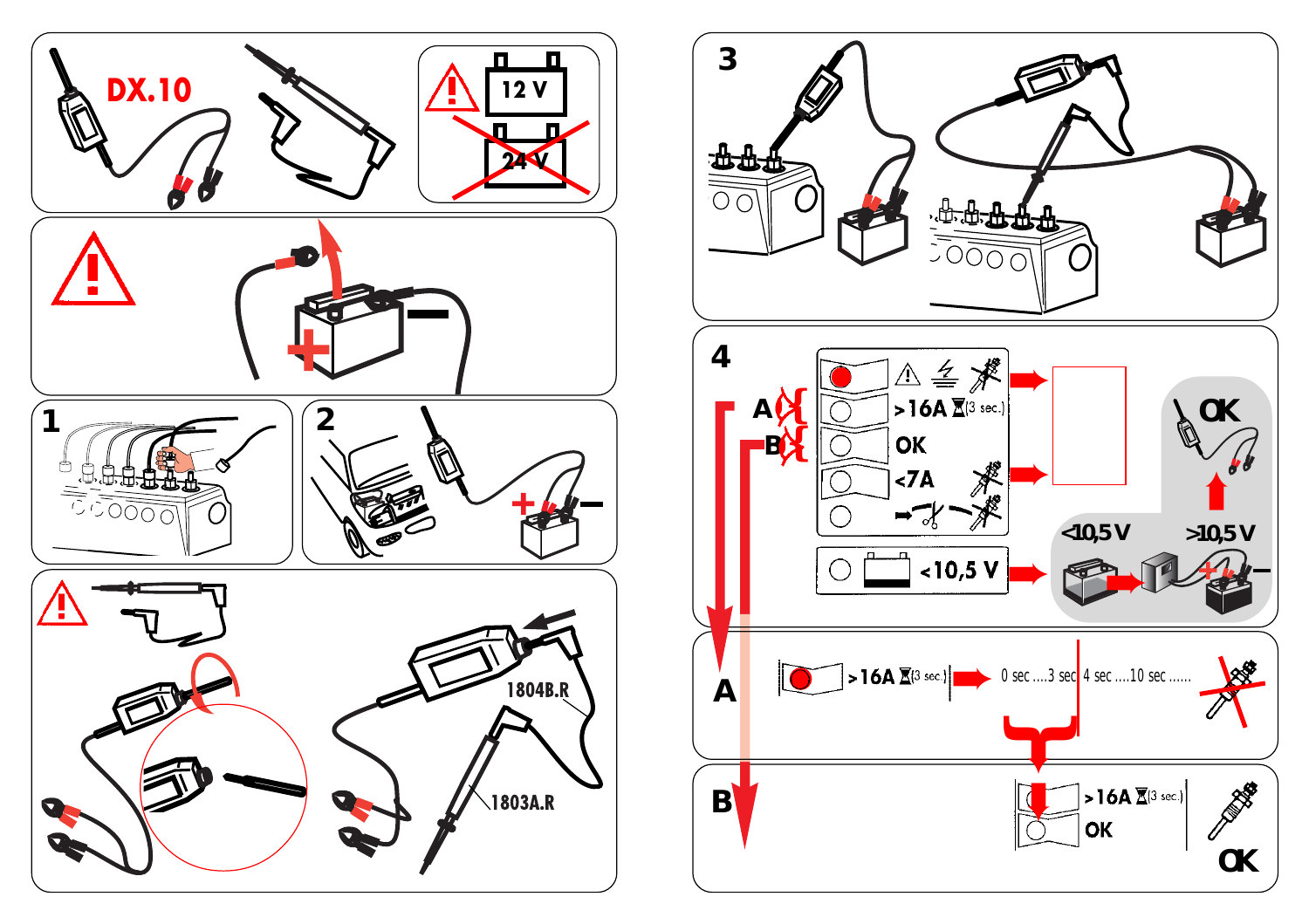DX.10

12 V

24 V

1

2

3

4

A

B

> 16A (3 sec.)

OK

< 7A

< 10,5 V

OK

< 10,5 V

> 10,5 V

1804B.R

1803A.R

A

> 16A (3 sec.)

0 sec ....3 sec 4 sec ....10 sec ......

B

> 16A (3 sec.)

OK

OK